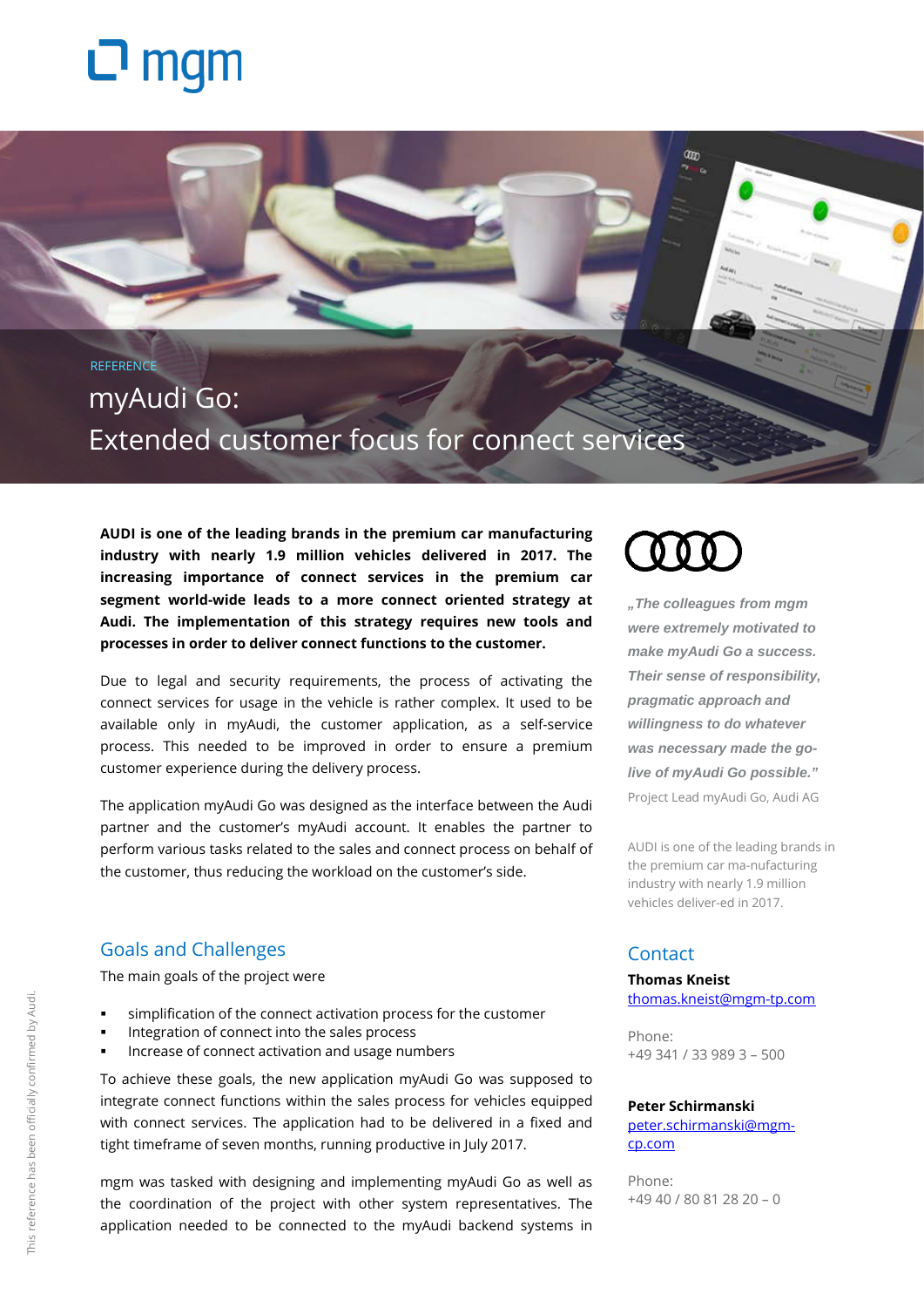mgm

REFERENCE

# myAudi Go: Extended customer focus for connect services

**AUDI is one of the leading brands in the premium car manufacturing industry with nearly 1.9 million vehicles delivered in 2017. The increasing importance of connect services in the premium car segment world-wide leads to a more connect oriented strategy at Audi. The implementation of this strategy requires new tools and processes in order to deliver connect functions to the customer.**

Due to legal and security requirements, the process of activating the connect services for usage in the vehicle is rather complex. It used to be available only in myAudi, the customer application, as a self-service process. This needed to be improved in order to ensure a premium customer experience during the delivery process.

The application myAudi Go was designed as the interface between the Audi partner and the customer's myAudi account. It enables the partner to perform various tasks related to the sales and connect process on behalf of the customer, thus reducing the workload on the customer's side.

## Goals and Challenges

The main goals of the project were

- simplification of the connect activation process for the customer
- Integration of connect into the sales process
- Increase of connect activation and usage numbers

To achieve these goals, the new application myAudi Go was supposed to integrate connect functions within the sales process for vehicles equipped with connect services. The application had to be delivered in a fixed and tight timeframe of seven months, running productive in July 2017.

mgm was tasked with designing and implementing myAudi Go as well as the coordination of the project with other system representatives. The application needed to be connected to the myAudi backend systems in

*„The colleagues from mgm were extremely motivated to make myAudi Go a success. Their sense of responsibility, pragmatic approach and willingness to do whatever was necessary made the go-live of myAudi Go possible."*

Project Lead myAudi Go, Audi AG

AUDI is one of the leading brands in the premium car ma-nufacturing industry with nearly 1.9 million vehicles deliver-ed in 2017.

## Contact

**Thomas Kneist**
thomas.kneist@mgm-tp.com

Phone:
+49 341 / 33 989 3 – 500

**Peter Schirmanski**
peter.schirmanski@mgm-cp.com

Phone:
+49 40 / 80 81 28 20 – 0

This reference has been officially confirmed by Audi.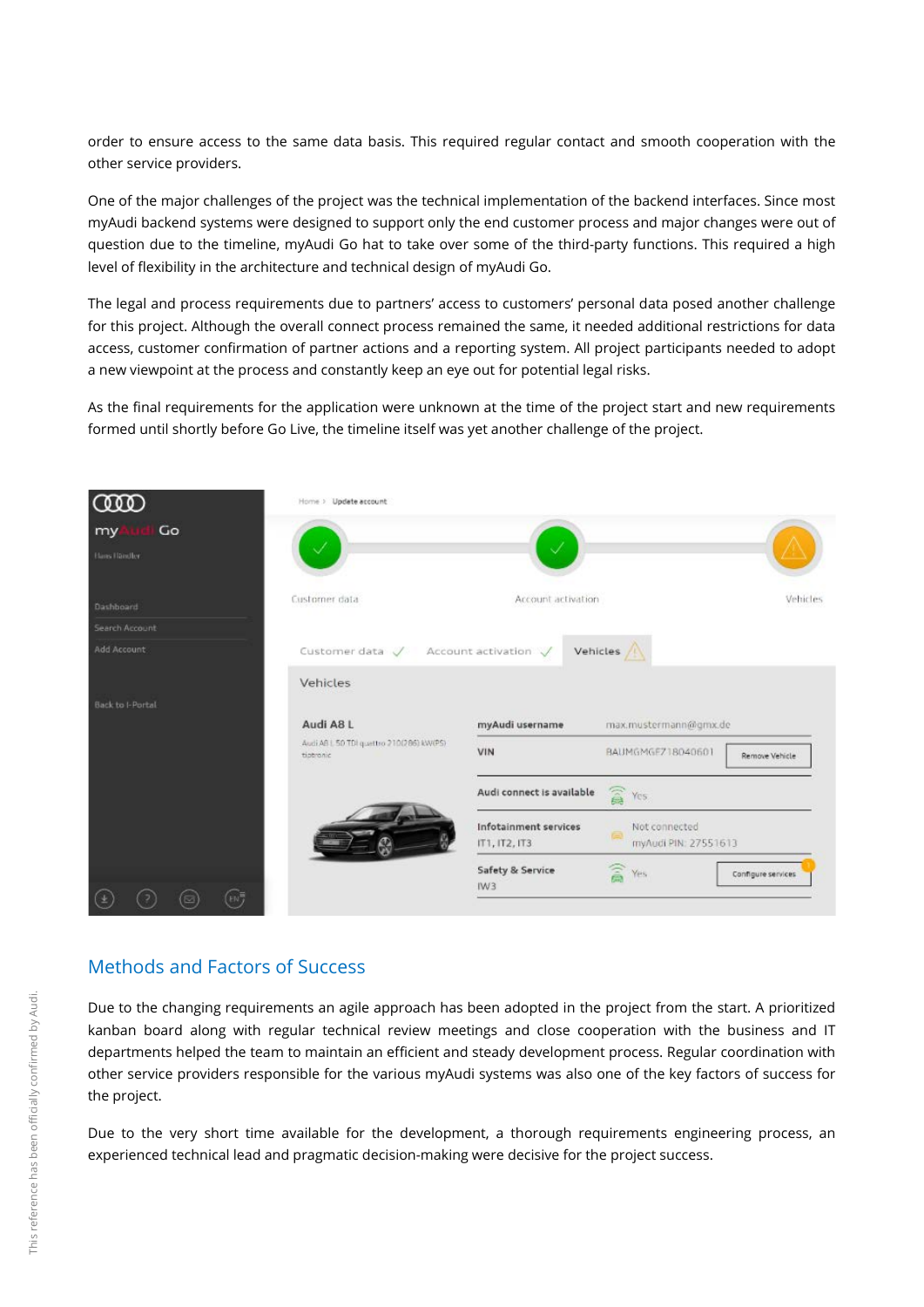order to ensure access to the same data basis. This required regular contact and smooth cooperation with the other service providers.

One of the major challenges of the project was the technical implementation of the backend interfaces. Since most myAudi backend systems were designed to support only the end customer process and major changes were out of question due to the timeline, myAudi Go hat to take over some of the third-party functions. This required a high level of flexibility in the architecture and technical design of myAudi Go.

The legal and process requirements due to partners' access to customers' personal data posed another challenge for this project. Although the overall connect process remained the same, it needed additional restrictions for data access, customer confirmation of partner actions and a reporting system. All project participants needed to adopt a new viewpoint at the process and constantly keep an eye out for potential legal risks.

As the final requirements for the application were unknown at the time of the project start and new requirements formed until shortly before Go Live, the timeline itself was yet another challenge of the project.

## Methods and Factors of Success

Due to the changing requirements an agile approach has been adopted in the project from the start. A prioritized kanban board along with regular technical review meetings and close cooperation with the business and IT departments helped the team to maintain an efficient and steady development process. Regular coordination with other service providers responsible for the various myAudi systems was also one of the key factors of success for the project.

Due to the very short time available for the development, a thorough requirements engineering process, an experienced technical lead and pragmatic decision-making were decisive for the project success.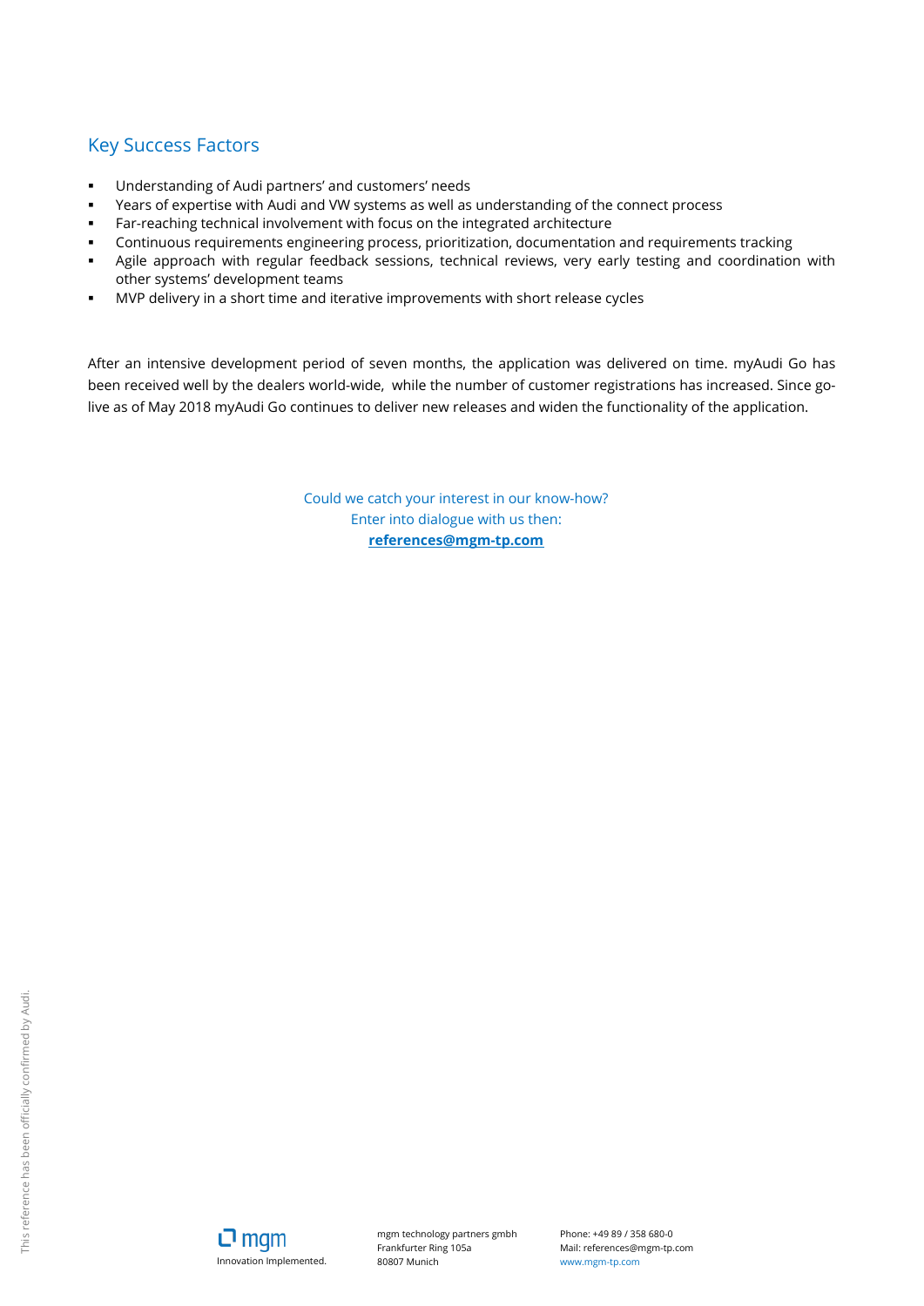## Key Success Factors

- Understanding of Audi partners' and customers' needs
- Years of expertise with Audi and VW systems as well as understanding of the connect process
- Far-reaching technical involvement with focus on the integrated architecture
- Continuous requirements engineering process, prioritization, documentation and requirements tracking
- Agile approach with regular feedback sessions, technical reviews, very early testing and coordination with other systems' development teams
- MVP delivery in a short time and iterative improvements with short release cycles

After an intensive development period of seven months, the application was delivered on time. myAudi Go has been received well by the dealers world-wide, while the number of customer registrations has increased. Since go-live as of May 2018 myAudi Go continues to deliver new releases and widen the functionality of the application.

Could we catch your interest in our know-how?
Enter into dialogue with us then:
**references@mgm-tp.com**

This reference has been officially confirmed by Audi.

mgm
Innovation Implemented.

mgm technology partners gmbh
Frankfurter Ring 105a
80807 Munich

Phone: +49 89 / 358 680-0
Mail: references@mgm-tp.com
www.mgm-tp.com